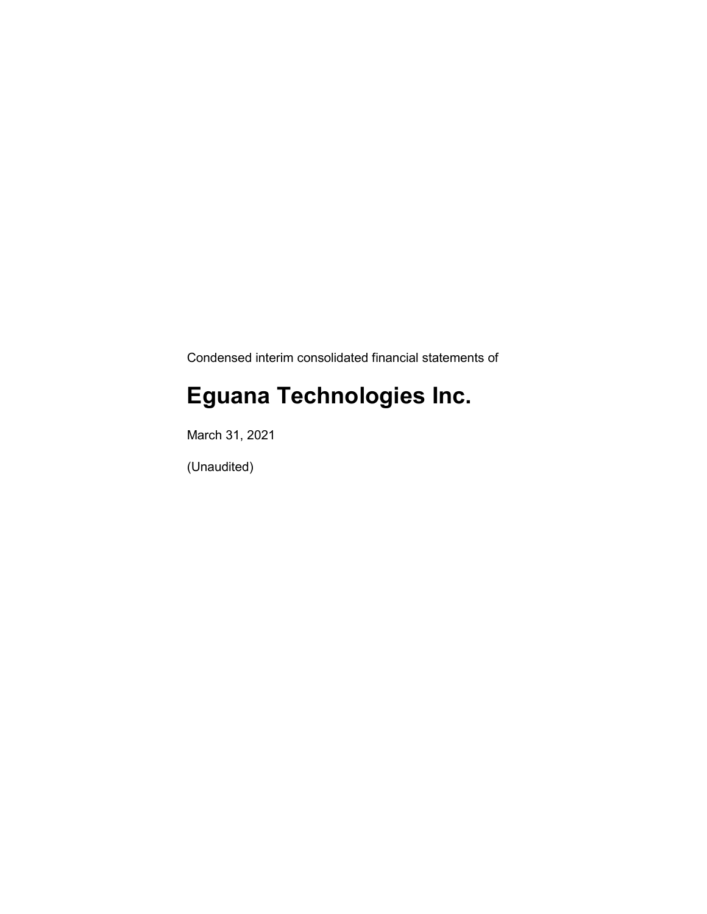Condensed interim consolidated financial statements of

# Eguana Technologies Inc.

March 31, 2021

(Unaudited)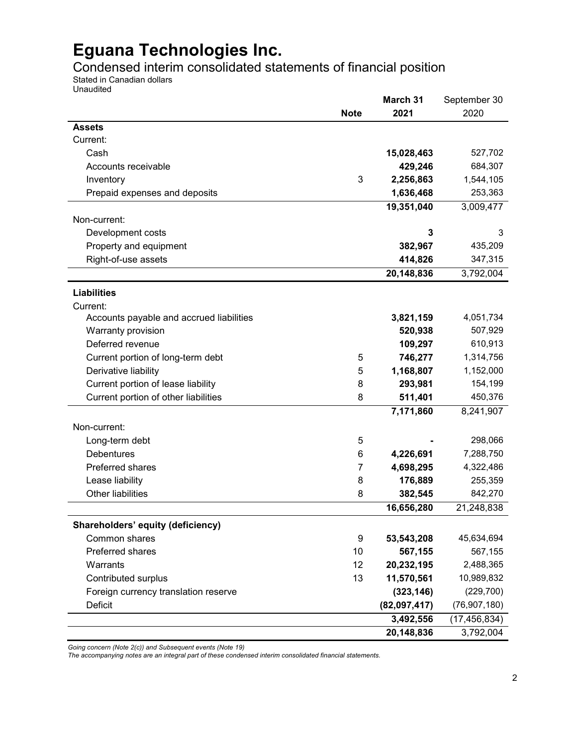# Eguana Technologies Inc.

## Condensed interim consolidated statements of financial position

Stated in Canadian dollars
Unaudited

| | Note | March 31 2021 | September 30 2020 |
|---|---|---|---|
| **Assets** | | | |
| Current: | | | |
| Cash | | **15,028,463** | 527,702 |
| Accounts receivable | | **429,246** | 684,307 |
| Inventory | 3 | **2,256,863** | 1,544,105 |
| Prepaid expenses and deposits | | **1,636,468** | 253,363 |
| | | **19,351,040** | 3,009,477 |
| Non-current: | | | |
| Development costs | | **3** | 3 |
| Property and equipment | | **382,967** | 435,209 |
| Right-of-use assets | | **414,826** | 347,315 |
| | | **20,148,836** | 3,792,004 |
| **Liabilities** | | | |
| Current: | | | |
| Accounts payable and accrued liabilities | | **3,821,159** | 4,051,734 |
| Warranty provision | | **520,938** | 507,929 |
| Deferred revenue | | **109,297** | 610,913 |
| Current portion of long-term debt | 5 | **746,277** | 1,314,756 |
| Derivative liability | 5 | **1,168,807** | 1,152,000 |
| Current portion of lease liability | 8 | **293,981** | 154,199 |
| Current portion of other liabilities | 8 | **511,401** | 450,376 |
| | | **7,171,860** | 8,241,907 |
| Non-current: | | | |
| Long-term debt | 5 | **-** | 298,066 |
| Debentures | 6 | **4,226,691** | 7,288,750 |
| Preferred shares | 7 | **4,698,295** | 4,322,486 |
| Lease liability | 8 | **176,889** | 255,359 |
| Other liabilities | 8 | **382,545** | 842,270 |
| | | **16,656,280** | 21,248,838 |
| **Shareholders' equity (deficiency)** | | | |
| Common shares | 9 | **53,543,208** | 45,634,694 |
| Preferred shares | 10 | **567,155** | 567,155 |
| Warrants | 12 | **20,232,195** | 2,488,365 |
| Contributed surplus | 13 | **11,570,561** | 10,989,832 |
| Foreign currency translation reserve | | **(323,146)** | (229,700) |
| Deficit | | **(82,097,417)** | (76,907,180) |
| | | **3,492,556** | (17,456,834) |
| | | **20,148,836** | 3,792,004 |

*Going concern (Note 2(c)) and Subsequent events (Note 19)*
*The accompanying notes are an integral part of these condensed interim consolidated financial statements.*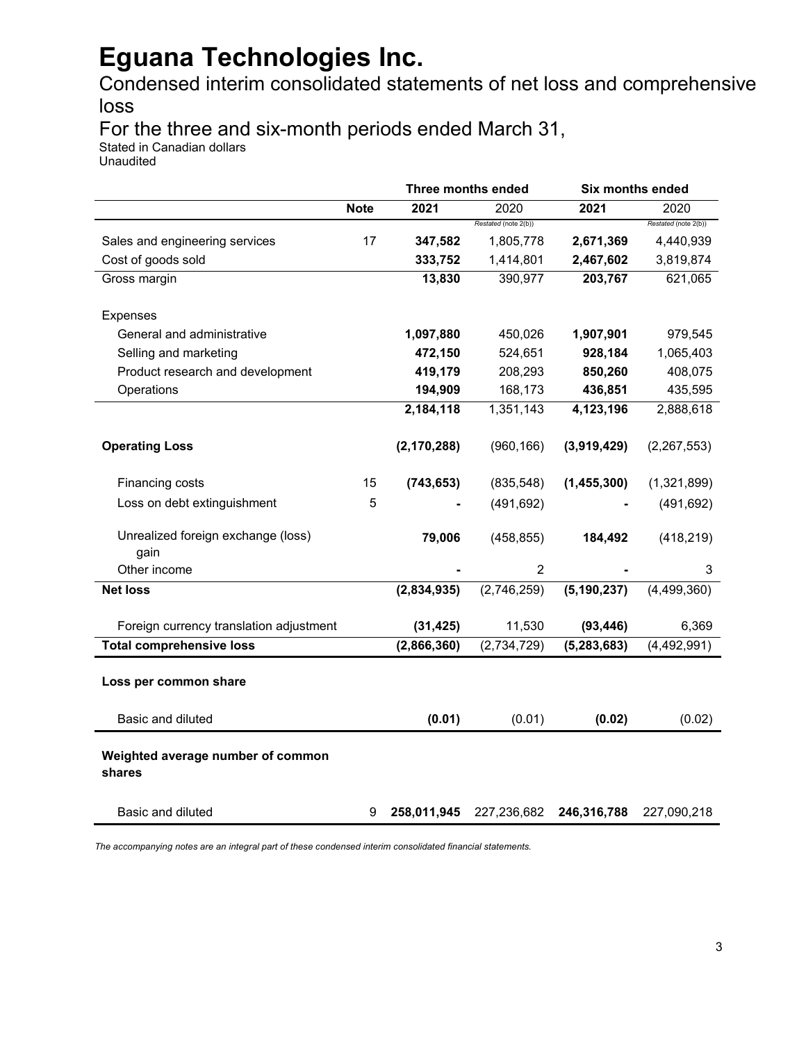# Eguana Technologies Inc.

## Condensed interim consolidated statements of net loss and comprehensive loss

## For the three and six-month periods ended March 31,

Stated in Canadian dollars
Unaudited

| | | Three months ended | | Six months ended | |
|---|---|---|---|---|---|
| | **Note** | **2021** | 2020 | **2021** | 2020 |
| | | | *Restated (note 2(b))* | | *Restated (note 2(b))* |
| Sales and engineering services | 17 | **347,582** | 1,805,778 | **2,671,369** | 4,440,939 |
| Cost of goods sold | | **333,752** | 1,414,801 | **2,467,602** | 3,819,874 |
| Gross margin | | **13,830** | 390,977 | **203,767** | 621,065 |
| Expenses | | | | | |
| General and administrative | | **1,097,880** | 450,026 | **1,907,901** | 979,545 |
| Selling and marketing | | **472,150** | 524,651 | **928,184** | 1,065,403 |
| Product research and development | | **419,179** | 208,293 | **850,260** | 408,075 |
| Operations | | **194,909** | 168,173 | **436,851** | 435,595 |
| | | **2,184,118** | 1,351,143 | **4,123,196** | 2,888,618 |
| **Operating Loss** | | **(2,170,288)** | (960,166) | **(3,919,429)** | (2,267,553) |
| Financing costs | 15 | **(743,653)** | (835,548) | **(1,455,300)** | (1,321,899) |
| Loss on debt extinguishment | 5 | **-** | (491,692) | **-** | (491,692) |
| Unrealized foreign exchange (loss) gain | | **79,006** | (458,855) | **184,492** | (418,219) |
| Other income | | **-** | 2 | **-** | 3 |
| **Net loss** | | **(2,834,935)** | (2,746,259) | **(5,190,237)** | (4,499,360) |
| Foreign currency translation adjustment | | **(31,425)** | 11,530 | **(93,446)** | 6,369 |
| **Total comprehensive loss** | | **(2,866,360)** | (2,734,729) | **(5,283,683)** | (4,492,991) |
| **Loss per common share** | | | | | |
| Basic and diluted | | **(0.01)** | (0.01) | **(0.02)** | (0.02) |
| **Weighted average number of common shares** | | | | | |
| Basic and diluted | 9 | **258,011,945** | 227,236,682 | **246,316,788** | 227,090,218 |

*The accompanying notes are an integral part of these condensed interim consolidated financial statements.*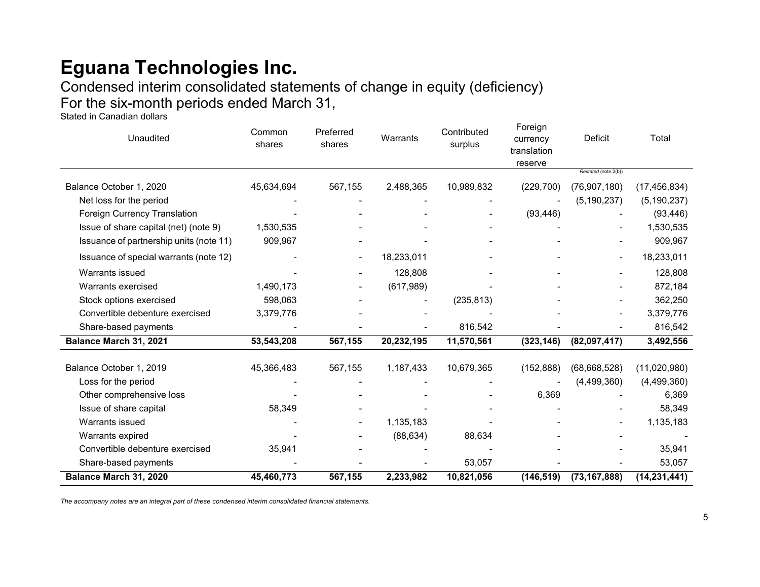# Eguana Technologies Inc.

## Condensed interim consolidated statements of change in equity (deficiency)

## For the six-month periods ended March 31,

Stated in Canadian dollars

| Unaudited | Common shares | Preferred shares | Warrants | Contributed surplus | Foreign currency translation reserve | Deficit<br>*Restated (note 2(b))* | Total |
|---|---|---|---|---|---|---|---|
| Balance October 1, 2020 | 45,634,694 | 567,155 | 2,488,365 | 10,989,832 | (229,700) | (76,907,180) | (17,456,834) |
| Net loss for the period | - | - | - | - | - | (5,190,237) | (5,190,237) |
| Foreign Currency Translation | - | - | - | - | (93,446) | - | (93,446) |
| Issue of share capital (net) (note 9) | 1,530,535 | - | - | - | - | - | 1,530,535 |
| Issuance of partnership units (note 11) | 909,967 | - | - | - | - | - | 909,967 |
| Issuance of special warrants (note 12) | - | - | 18,233,011 | - | - | - | 18,233,011 |
| Warrants issued | - | - | 128,808 | - | - | - | 128,808 |
| Warrants exercised | 1,490,173 | - | (617,989) | - | - | - | 872,184 |
| Stock options exercised | 598,063 | - | - | (235,813) | - | - | 362,250 |
| Convertible debenture exercised | 3,379,776 | - | - | - | - | - | 3,379,776 |
| Share-based payments | - | - | - | 816,542 | - | - | 816,542 |
| **Balance March 31, 2021** | **53,543,208** | **567,155** | **20,232,195** | **11,570,561** | **(323,146)** | **(82,097,417)** | **3,492,556** |
| | | | | | | | |
| Balance October 1, 2019 | 45,366,483 | 567,155 | 1,187,433 | 10,679,365 | (152,888) | (68,668,528) | (11,020,980) |
| Loss for the period | - | - | - | - | - | (4,499,360) | (4,499,360) |
| Other comprehensive loss | - | - | - | - | 6,369 | - | 6,369 |
| Issue of share capital | 58,349 | - | - | - | - | - | 58,349 |
| Warrants issued | - | - | 1,135,183 | - | - | - | 1,135,183 |
| Warrants expired | - | - | (88,634) | 88,634 | - | - | - |
| Convertible debenture exercised | 35,941 | - | - | - | - | - | 35,941 |
| Share-based payments | - | - | - | 53,057 | - | - | 53,057 |
| **Balance March 31, 2020** | **45,460,773** | **567,155** | **2,233,982** | **10,821,056** | **(146,519)** | **(73,167,888)** | **(14,231,441)** |

*The accompany notes are an integral part of these condensed interim consolidated financial statements.*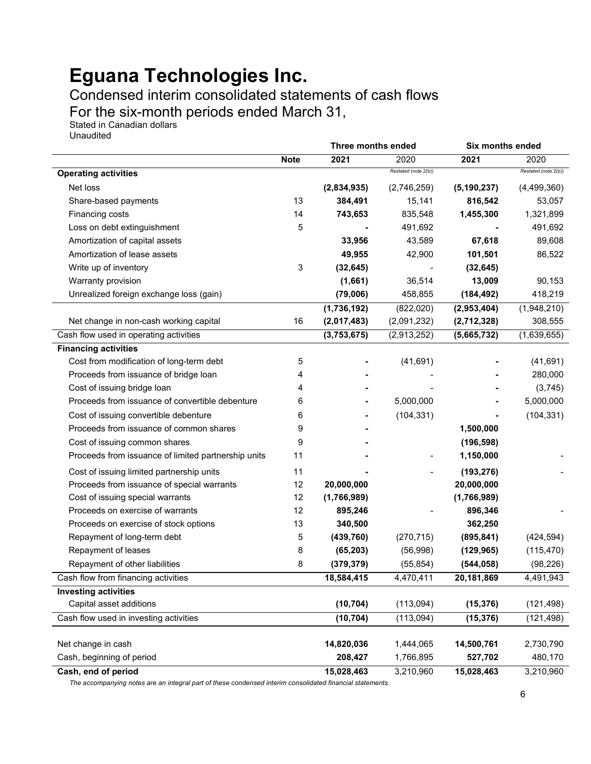# Eguana Technologies Inc.

## Condensed interim consolidated statements of cash flows

## For the six-month periods ended March 31,

Stated in Canadian dollars
Unaudited

| | Note | Three months ended 2021 | Three months ended 2020 *Restated (note 2(b))* | Six months ended 2021 | Six months ended 2020 *Restated (note 2(b))* |
|---|---|---|---|---|---|
| **Operating activities** | | | | | |
| Net loss | | **(2,834,935)** | (2,746,259) | **(5,190,237)** | (4,499,360) |
| Share-based payments | 13 | **384,491** | 15,141 | **816,542** | 53,057 |
| Financing costs | 14 | **743,653** | 835,548 | **1,455,300** | 1,321,899 |
| Loss on debt extinguishment | 5 | **-** | 491,692 | **-** | 491,692 |
| Amortization of capital assets | | **33,956** | 43,589 | **67,618** | 89,608 |
| Amortization of lease assets | | **49,955** | 42,900 | **101,501** | 86,522 |
| Write up of inventory | 3 | **(32,645)** | - | **(32,645)** | |
| Warranty provision | | **(1,661)** | 36,514 | **13,009** | 90,153 |
| Unrealized foreign exchange loss (gain) | | **(79,006)** | 458,855 | **(184,492)** | 418,219 |
| | | **(1,736,192)** | (822,020) | **(2,953,404)** | (1,948,210) |
| Net change in non-cash working capital | 16 | **(2,017,483)** | (2,091,232) | **(2,712,328)** | 308,555 |
| Cash flow used in operating activities | | **(3,753,675)** | (2,913,252) | **(5,665,732)** | (1,639,655) |
| **Financing activities** | | | | | |
| Cost from modification of long-term debt | 5 | **-** | (41,691) | **-** | (41,691) |
| Proceeds from issuance of bridge loan | 4 | **-** | - | **-** | 280,000 |
| Cost of issuing bridge loan | 4 | **-** | - | **-** | (3,745) |
| Proceeds from issuance of convertible debenture | 6 | **-** | 5,000,000 | **-** | 5,000,000 |
| Cost of issuing convertible debenture | 6 | **-** | (104,331) | **-** | (104,331) |
| Proceeds from issuance of common shares | 9 | **-** | | **1,500,000** | |
| Cost of issuing common shares | 9 | **-** | | **(196,598)** | |
| Proceeds from issuance of limited partnership units | 11 | **-** | - | **1,150,000** | - |
| Cost of issuing limited partnership units | 11 | **-** | - | **(193,276)** | - |
| Proceeds from issuance of special warrants | 12 | **20,000,000** | | **20,000,000** | |
| Cost of issuing special warrants | 12 | **(1,766,989)** | | **(1,766,989)** | |
| Proceeds on exercise of warrants | 12 | **895,246** | - | **896,346** | - |
| Proceeds on exercise of stock options | 13 | **340,500** | | **362,250** | |
| Repayment of long-term debt | 5 | **(439,760)** | (270,715) | **(895,841)** | (424,594) |
| Repayment of leases | 8 | **(65,203)** | (56,998) | **(129,965)** | (115,470) |
| Repayment of other liabilities | 8 | **(379,379)** | (55,854) | **(544,058)** | (98,226) |
| Cash flow from financing activities | | **18,584,415** | 4,470,411 | **20,181,869** | 4,491,943 |
| **Investing activities** | | | | | |
| Capital asset additions | | **(10,704)** | (113,094) | **(15,376)** | (121,498) |
| Cash flow used in investing activities | | **(10,704)** | (113,094) | **(15,376)** | (121,498) |
| | | | | | |
| Net change in cash | | **14,820,036** | 1,444,065 | **14,500,761** | 2,730,790 |
| Cash, beginning of period | | **208,427** | 1,766,895 | **527,702** | 480,170 |
| **Cash, end of period** | | **15,028,463** | 3,210,960 | **15,028,463** | 3,210,960 |

*The accompanying notes are an integral part of these condensed interim consolidated financial statements.*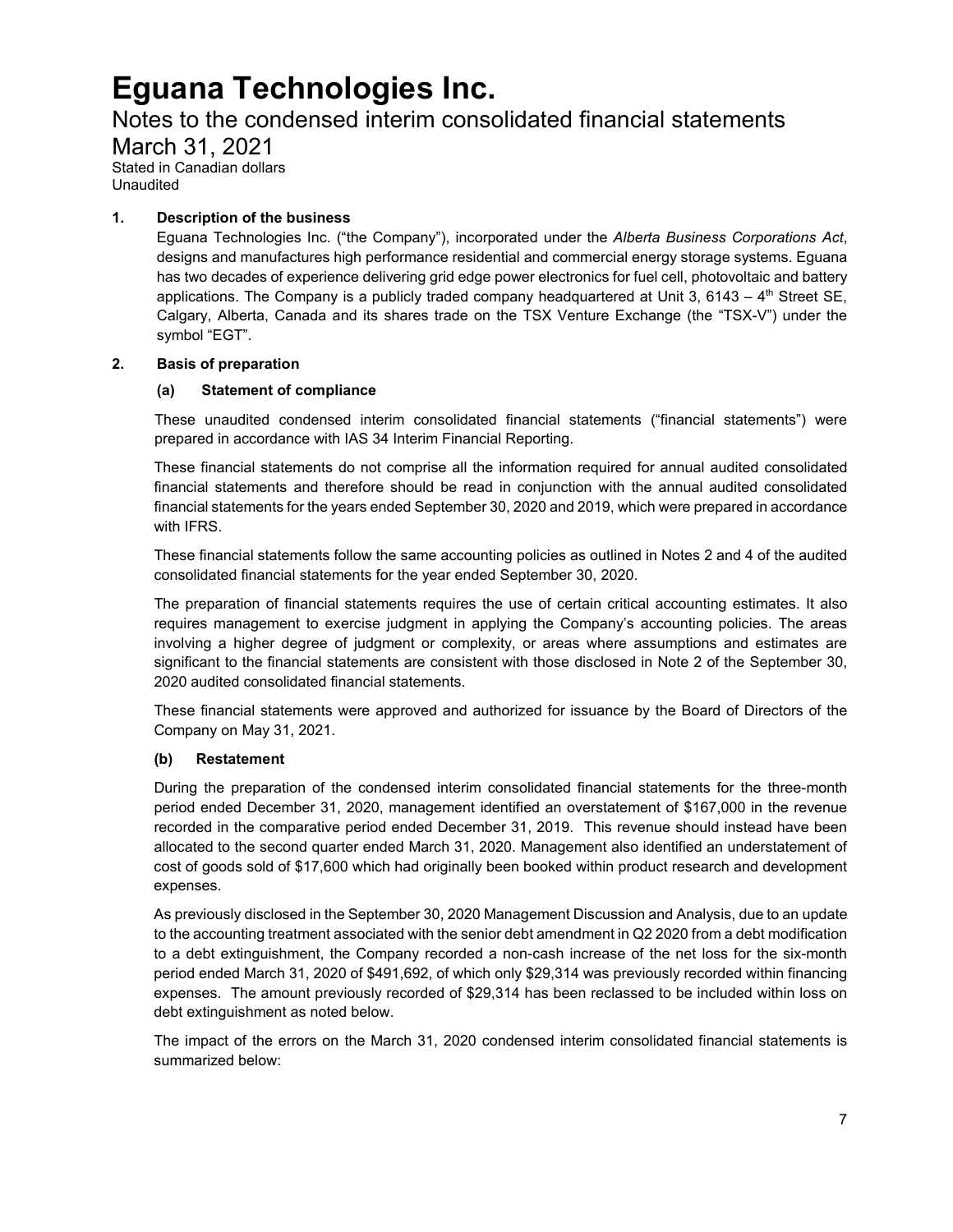# Eguana Technologies Inc.

## Notes to the condensed interim consolidated financial statements

## March 31, 2021

Stated in Canadian dollars
Unaudited

### 1. Description of the business

Eguana Technologies Inc. ("the Company"), incorporated under the *Alberta Business Corporations Act*, designs and manufactures high performance residential and commercial energy storage systems. Eguana has two decades of experience delivering grid edge power electronics for fuel cell, photovoltaic and battery applications. The Company is a publicly traded company headquartered at Unit 3, 6143 – 4th Street SE, Calgary, Alberta, Canada and its shares trade on the TSX Venture Exchange (the "TSX-V") under the symbol "EGT".

### 2. Basis of preparation

#### (a) Statement of compliance

These unaudited condensed interim consolidated financial statements ("financial statements") were prepared in accordance with IAS 34 Interim Financial Reporting.

These financial statements do not comprise all the information required for annual audited consolidated financial statements and therefore should be read in conjunction with the annual audited consolidated financial statements for the years ended September 30, 2020 and 2019, which were prepared in accordance with IFRS.

These financial statements follow the same accounting policies as outlined in Notes 2 and 4 of the audited consolidated financial statements for the year ended September 30, 2020.

The preparation of financial statements requires the use of certain critical accounting estimates. It also requires management to exercise judgment in applying the Company's accounting policies. The areas involving a higher degree of judgment or complexity, or areas where assumptions and estimates are significant to the financial statements are consistent with those disclosed in Note 2 of the September 30, 2020 audited consolidated financial statements.

These financial statements were approved and authorized for issuance by the Board of Directors of the Company on May 31, 2021.

#### (b) Restatement

During the preparation of the condensed interim consolidated financial statements for the three-month period ended December 31, 2020, management identified an overstatement of $167,000 in the revenue recorded in the comparative period ended December 31, 2019. This revenue should instead have been allocated to the second quarter ended March 31, 2020. Management also identified an understatement of cost of goods sold of $17,600 which had originally been booked within product research and development expenses.

As previously disclosed in the September 30, 2020 Management Discussion and Analysis, due to an update to the accounting treatment associated with the senior debt amendment in Q2 2020 from a debt modification to a debt extinguishment, the Company recorded a non-cash increase of the net loss for the six-month period ended March 31, 2020 of $491,692, of which only $29,314 was previously recorded within financing expenses. The amount previously recorded of $29,314 has been reclassed to be included within loss on debt extinguishment as noted below.

The impact of the errors on the March 31, 2020 condensed interim consolidated financial statements is summarized below: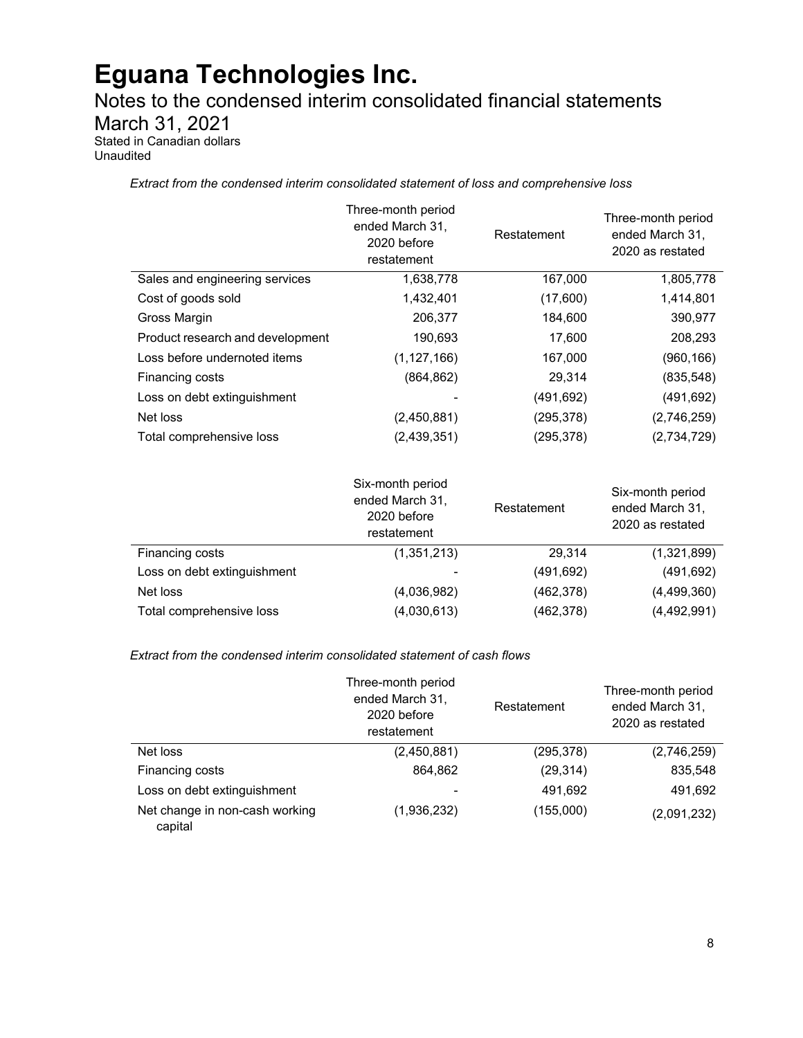*Extract from the condensed interim consolidated statement of loss and comprehensive loss*

| | Three-month period ended March 31, 2020 before restatement | Restatement | Three-month period ended March 31, 2020 as restated |
|---|---|---|---|
| Sales and engineering services | 1,638,778 | 167,000 | 1,805,778 |
| Cost of goods sold | 1,432,401 | (17,600) | 1,414,801 |
| Gross Margin | 206,377 | 184,600 | 390,977 |
| Product research and development | 190,693 | 17,600 | 208,293 |
| Loss before undernoted items | (1,127,166) | 167,000 | (960,166) |
| Financing costs | (864,862) | 29,314 | (835,548) |
| Loss on debt extinguishment | - | (491,692) | (491,692) |
| Net loss | (2,450,881) | (295,378) | (2,746,259) |
| Total comprehensive loss | (2,439,351) | (295,378) | (2,734,729) |

| | Six-month period ended March 31, 2020 before restatement | Restatement | Six-month period ended March 31, 2020 as restated |
|---|---|---|---|
| Financing costs | (1,351,213) | 29,314 | (1,321,899) |
| Loss on debt extinguishment | - | (491,692) | (491,692) |
| Net loss | (4,036,982) | (462,378) | (4,499,360) |
| Total comprehensive loss | (4,030,613) | (462,378) | (4,492,991) |

*Extract from the condensed interim consolidated statement of cash flows*

| | Three-month period ended March 31, 2020 before restatement | Restatement | Three-month period ended March 31, 2020 as restated |
|---|---|---|---|
| Net loss | (2,450,881) | (295,378) | (2,746,259) |
| Financing costs | 864,862 | (29,314) | 835,548 |
| Loss on debt extinguishment | - | 491,692 | 491,692 |
| Net change in non-cash working capital | (1,936,232) | (155,000) | (2,091,232) |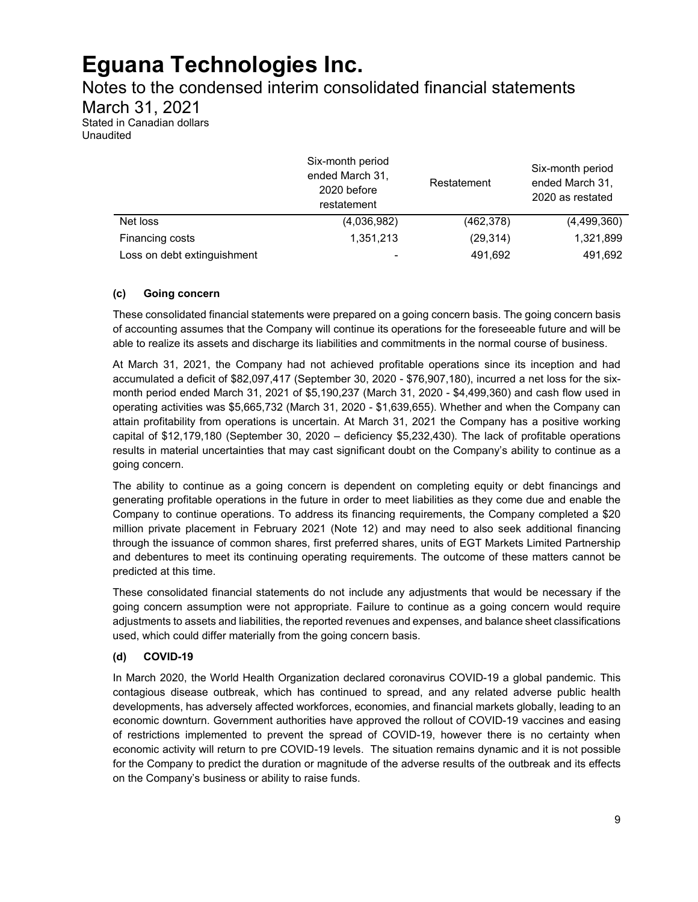# Eguana Technologies Inc.

Notes to the condensed interim consolidated financial statements
March 31, 2021
Stated in Canadian dollars
Unaudited

| | Six-month period ended March 31, 2020 before restatement | Restatement | Six-month period ended March 31, 2020 as restated |
|---|---|---|---|
| Net loss | (4,036,982) | (462,378) | (4,499,360) |
| Financing costs | 1,351,213 | (29,314) | 1,321,899 |
| Loss on debt extinguishment | - | 491,692 | 491,692 |

### (c) Going concern

These consolidated financial statements were prepared on a going concern basis. The going concern basis of accounting assumes that the Company will continue its operations for the foreseeable future and will be able to realize its assets and discharge its liabilities and commitments in the normal course of business.

At March 31, 2021, the Company had not achieved profitable operations since its inception and had accumulated a deficit of $82,097,417 (September 30, 2020 - $76,907,180), incurred a net loss for the six-month period ended March 31, 2021 of $5,190,237 (March 31, 2020 - $4,499,360) and cash flow used in operating activities was $5,665,732 (March 31, 2020 - $1,639,655). Whether and when the Company can attain profitability from operations is uncertain. At March 31, 2021 the Company has a positive working capital of $12,179,180 (September 30, 2020 – deficiency $5,232,430). The lack of profitable operations results in material uncertainties that may cast significant doubt on the Company's ability to continue as a going concern.

The ability to continue as a going concern is dependent on completing equity or debt financings and generating profitable operations in the future in order to meet liabilities as they come due and enable the Company to continue operations. To address its financing requirements, the Company completed a $20 million private placement in February 2021 (Note 12) and may need to also seek additional financing through the issuance of common shares, first preferred shares, units of EGT Markets Limited Partnership and debentures to meet its continuing operating requirements. The outcome of these matters cannot be predicted at this time.

These consolidated financial statements do not include any adjustments that would be necessary if the going concern assumption were not appropriate. Failure to continue as a going concern would require adjustments to assets and liabilities, the reported revenues and expenses, and balance sheet classifications used, which could differ materially from the going concern basis.

### (d) COVID-19

In March 2020, the World Health Organization declared coronavirus COVID-19 a global pandemic. This contagious disease outbreak, which has continued to spread, and any related adverse public health developments, has adversely affected workforces, economies, and financial markets globally, leading to an economic downturn. Government authorities have approved the rollout of COVID-19 vaccines and easing of restrictions implemented to prevent the spread of COVID-19, however there is no certainty when economic activity will return to pre COVID-19 levels. The situation remains dynamic and it is not possible for the Company to predict the duration or magnitude of the adverse results of the outbreak and its effects on the Company's business or ability to raise funds.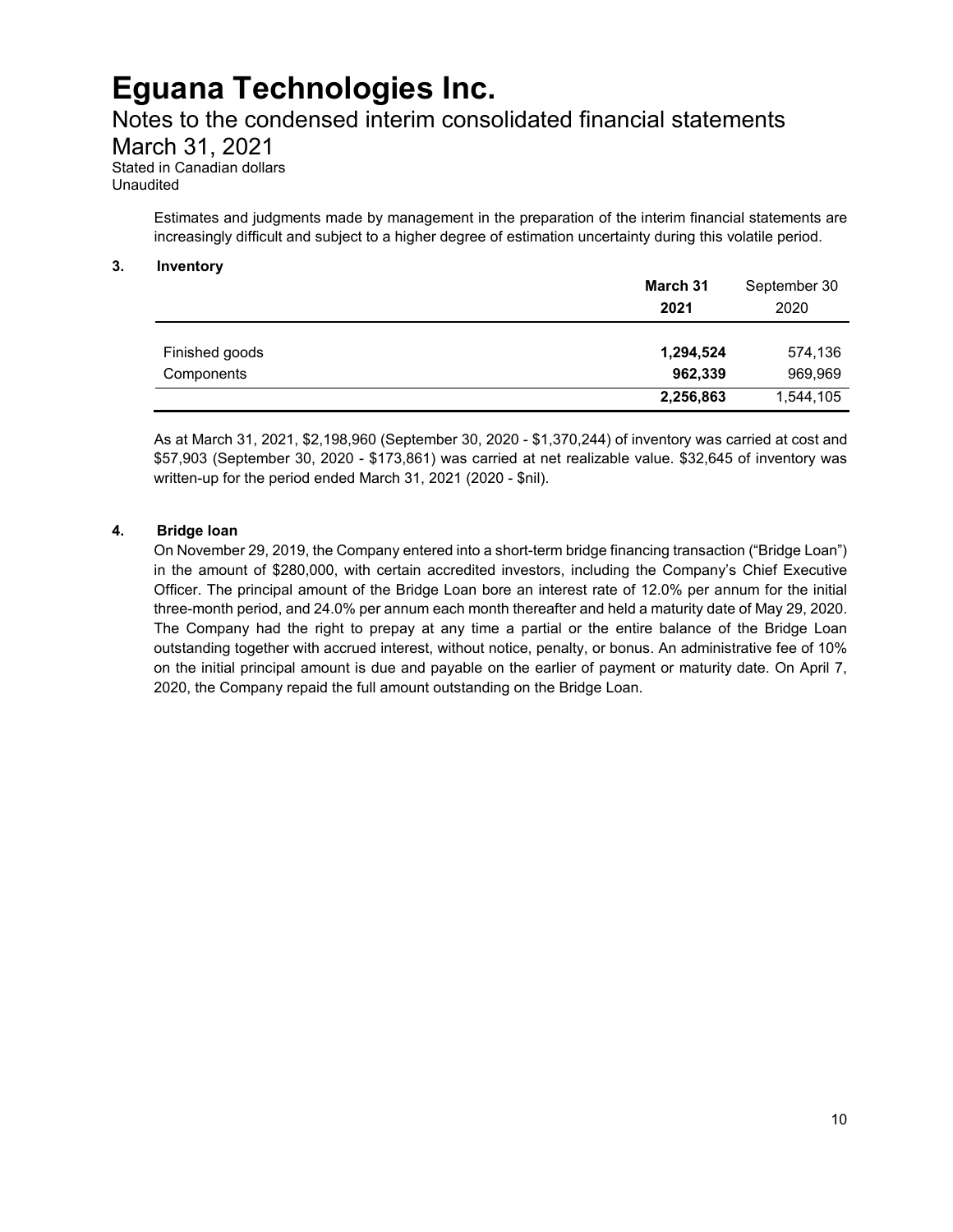Estimates and judgments made by management in the preparation of the interim financial statements are increasingly difficult and subject to a higher degree of estimation uncertainty during this volatile period.

## 3. Inventory

| | **March 31 2021** | September 30 2020 |
|---|---|---|
| Finished goods | **1,294,524** | 574,136 |
| Components | **962,339** | 969,969 |
| | **2,256,863** | 1,544,105 |

As at March 31, 2021, $2,198,960 (September 30, 2020 - $1,370,244) of inventory was carried at cost and $57,903 (September 30, 2020 - $173,861) was carried at net realizable value. $32,645 of inventory was written-up for the period ended March 31, 2021 (2020 - $nil).

## 4. Bridge loan

On November 29, 2019, the Company entered into a short-term bridge financing transaction ("Bridge Loan") in the amount of $280,000, with certain accredited investors, including the Company's Chief Executive Officer. The principal amount of the Bridge Loan bore an interest rate of 12.0% per annum for the initial three-month period, and 24.0% per annum each month thereafter and held a maturity date of May 29, 2020. The Company had the right to prepay at any time a partial or the entire balance of the Bridge Loan outstanding together with accrued interest, without notice, penalty, or bonus. An administrative fee of 10% on the initial principal amount is due and payable on the earlier of payment or maturity date. On April 7, 2020, the Company repaid the full amount outstanding on the Bridge Loan.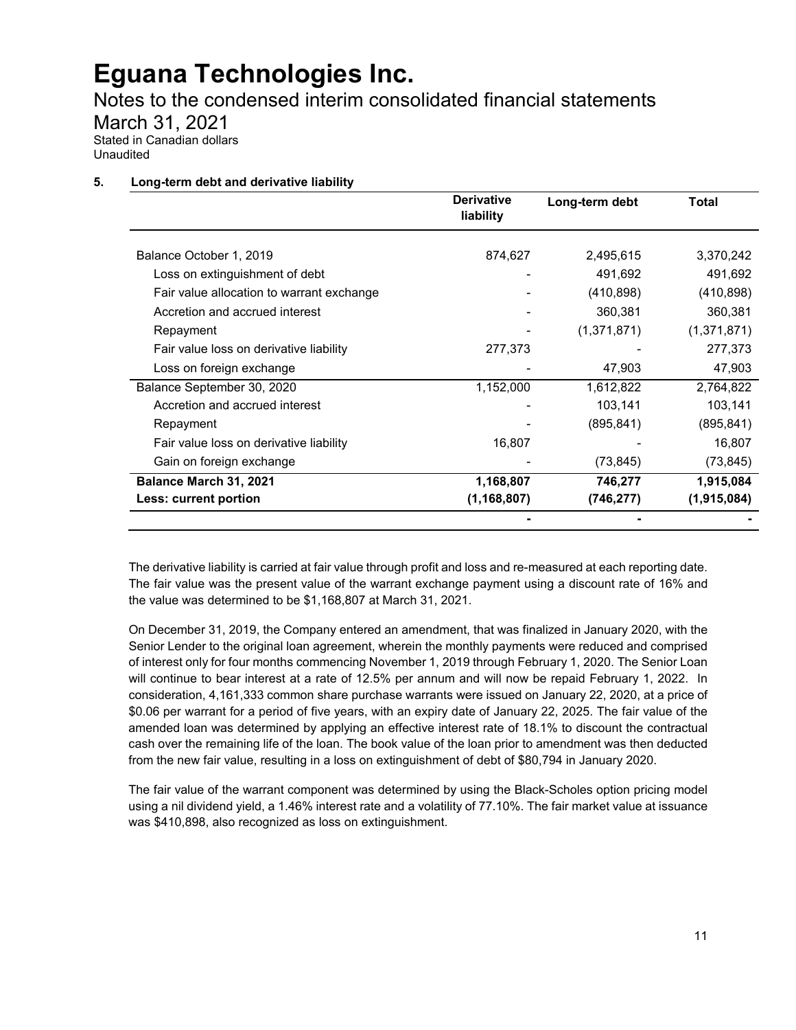# Eguana Technologies Inc.

Notes to the condensed interim consolidated financial statements

March 31, 2021

Stated in Canadian dollars

Unaudited

## 5. Long-term debt and derivative liability

| | Derivative liability | Long-term debt | Total |
|---|---|---|---|
| Balance October 1, 2019 | 874,627 | 2,495,615 | 3,370,242 |
| Loss on extinguishment of debt | - | 491,692 | 491,692 |
| Fair value allocation to warrant exchange | - | (410,898) | (410,898) |
| Accretion and accrued interest | - | 360,381 | 360,381 |
| Repayment | - | (1,371,871) | (1,371,871) |
| Fair value loss on derivative liability | 277,373 | - | 277,373 |
| Loss on foreign exchange | - | 47,903 | 47,903 |
| Balance September 30, 2020 | 1,152,000 | 1,612,822 | 2,764,822 |
| Accretion and accrued interest | - | 103,141 | 103,141 |
| Repayment | - | (895,841) | (895,841) |
| Fair value loss on derivative liability | 16,807 | - | 16,807 |
| Gain on foreign exchange | - | (73,845) | (73,845) |
| **Balance March 31, 2021** | **1,168,807** | **746,277** | **1,915,084** |
| **Less: current portion** | **(1,168,807)** | **(746,277)** | **(1,915,084)** |
| | **-** | **-** | **-** |

The derivative liability is carried at fair value through profit and loss and re-measured at each reporting date. The fair value was the present value of the warrant exchange payment using a discount rate of 16% and the value was determined to be $1,168,807 at March 31, 2021.

On December 31, 2019, the Company entered an amendment, that was finalized in January 2020, with the Senior Lender to the original loan agreement, wherein the monthly payments were reduced and comprised of interest only for four months commencing November 1, 2019 through February 1, 2020. The Senior Loan will continue to bear interest at a rate of 12.5% per annum and will now be repaid February 1, 2022. In consideration, 4,161,333 common share purchase warrants were issued on January 22, 2020, at a price of $0.06 per warrant for a period of five years, with an expiry date of January 22, 2025. The fair value of the amended loan was determined by applying an effective interest rate of 18.1% to discount the contractual cash over the remaining life of the loan. The book value of the loan prior to amendment was then deducted from the new fair value, resulting in a loss on extinguishment of debt of $80,794 in January 2020.

The fair value of the warrant component was determined by using the Black-Scholes option pricing model using a nil dividend yield, a 1.46% interest rate and a volatility of 77.10%. The fair market value at issuance was $410,898, also recognized as loss on extinguishment.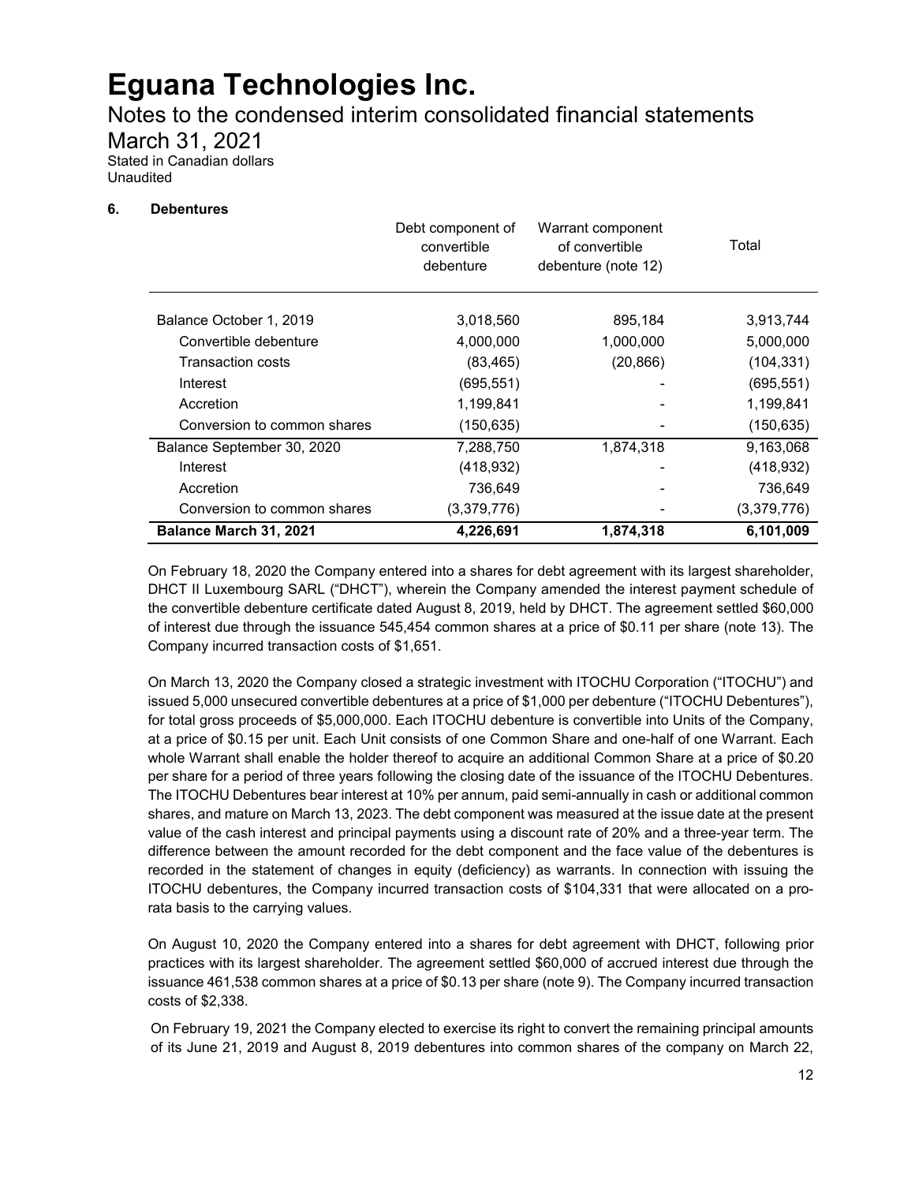# Eguana Technologies Inc.

## Notes to the condensed interim consolidated financial statements

## March 31, 2021

Stated in Canadian dollars
Unaudited

### 6. Debentures

| | Debt component of convertible debenture | Warrant component of convertible debenture (note 12) | Total |
|---|---|---|---|
| Balance October 1, 2019 | 3,018,560 | 895,184 | 3,913,744 |
| Convertible debenture | 4,000,000 | 1,000,000 | 5,000,000 |
| Transaction costs | (83,465) | (20,866) | (104,331) |
| Interest | (695,551) | - | (695,551) |
| Accretion | 1,199,841 | - | 1,199,841 |
| Conversion to common shares | (150,635) | - | (150,635) |
| Balance September 30, 2020 | 7,288,750 | 1,874,318 | 9,163,068 |
| Interest | (418,932) | - | (418,932) |
| Accretion | 736,649 | - | 736,649 |
| Conversion to common shares | (3,379,776) | - | (3,379,776) |
| **Balance March 31, 2021** | **4,226,691** | **1,874,318** | **6,101,009** |

On February 18, 2020 the Company entered into a shares for debt agreement with its largest shareholder, DHCT II Luxembourg SARL ("DHCT"), wherein the Company amended the interest payment schedule of the convertible debenture certificate dated August 8, 2019, held by DHCT. The agreement settled $60,000 of interest due through the issuance 545,454 common shares at a price of $0.11 per share (note 13). The Company incurred transaction costs of $1,651.

On March 13, 2020 the Company closed a strategic investment with ITOCHU Corporation ("ITOCHU") and issued 5,000 unsecured convertible debentures at a price of $1,000 per debenture ("ITOCHU Debentures"), for total gross proceeds of $5,000,000. Each ITOCHU debenture is convertible into Units of the Company, at a price of $0.15 per unit. Each Unit consists of one Common Share and one-half of one Warrant. Each whole Warrant shall enable the holder thereof to acquire an additional Common Share at a price of $0.20 per share for a period of three years following the closing date of the issuance of the ITOCHU Debentures. The ITOCHU Debentures bear interest at 10% per annum, paid semi-annually in cash or additional common shares, and mature on March 13, 2023. The debt component was measured at the issue date at the present value of the cash interest and principal payments using a discount rate of 20% and a three-year term. The difference between the amount recorded for the debt component and the face value of the debentures is recorded in the statement of changes in equity (deficiency) as warrants. In connection with issuing the ITOCHU debentures, the Company incurred transaction costs of $104,331 that were allocated on a pro-rata basis to the carrying values.

On August 10, 2020 the Company entered into a shares for debt agreement with DHCT, following prior practices with its largest shareholder. The agreement settled $60,000 of accrued interest due through the issuance 461,538 common shares at a price of $0.13 per share (note 9). The Company incurred transaction costs of $2,338.

On February 19, 2021 the Company elected to exercise its right to convert the remaining principal amounts of its June 21, 2019 and August 8, 2019 debentures into common shares of the company on March 22,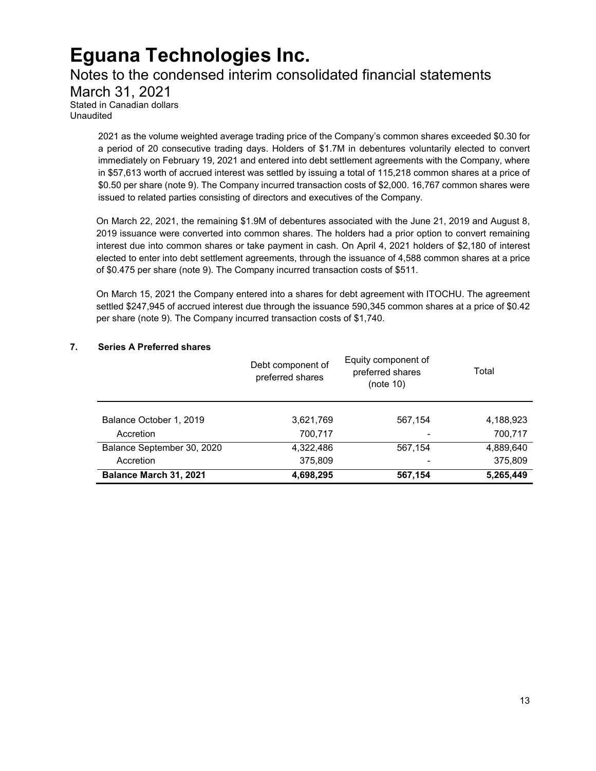2021 as the volume weighted average trading price of the Company's common shares exceeded $0.30 for a period of 20 consecutive trading days. Holders of $1.7M in debentures voluntarily elected to convert immediately on February 19, 2021 and entered into debt settlement agreements with the Company, where in $57,613 worth of accrued interest was settled by issuing a total of 115,218 common shares at a price of $0.50 per share (note 9). The Company incurred transaction costs of $2,000. 16,767 common shares were issued to related parties consisting of directors and executives of the Company.

On March 22, 2021, the remaining $1.9M of debentures associated with the June 21, 2019 and August 8, 2019 issuance were converted into common shares. The holders had a prior option to convert remaining interest due into common shares or take payment in cash. On April 4, 2021 holders of $2,180 of interest elected to enter into debt settlement agreements, through the issuance of 4,588 common shares at a price of $0.475 per share (note 9). The Company incurred transaction costs of $511.

On March 15, 2021 the Company entered into a shares for debt agreement with ITOCHU. The agreement settled $247,945 of accrued interest due through the issuance 590,345 common shares at a price of $0.42 per share (note 9). The Company incurred transaction costs of $1,740.

## 7. Series A Preferred shares

| | Debt component of preferred shares | Equity component of preferred shares (note 10) | Total |
|---|---|---|---|
| Balance October 1, 2019 | 3,621,769 | 567,154 | 4,188,923 |
| Accretion | 700,717 | - | 700,717 |
| Balance September 30, 2020 | 4,322,486 | 567,154 | 4,889,640 |
| Accretion | 375,809 | - | 375,809 |
| **Balance March 31, 2021** | **4,698,295** | **567,154** | **5,265,449** |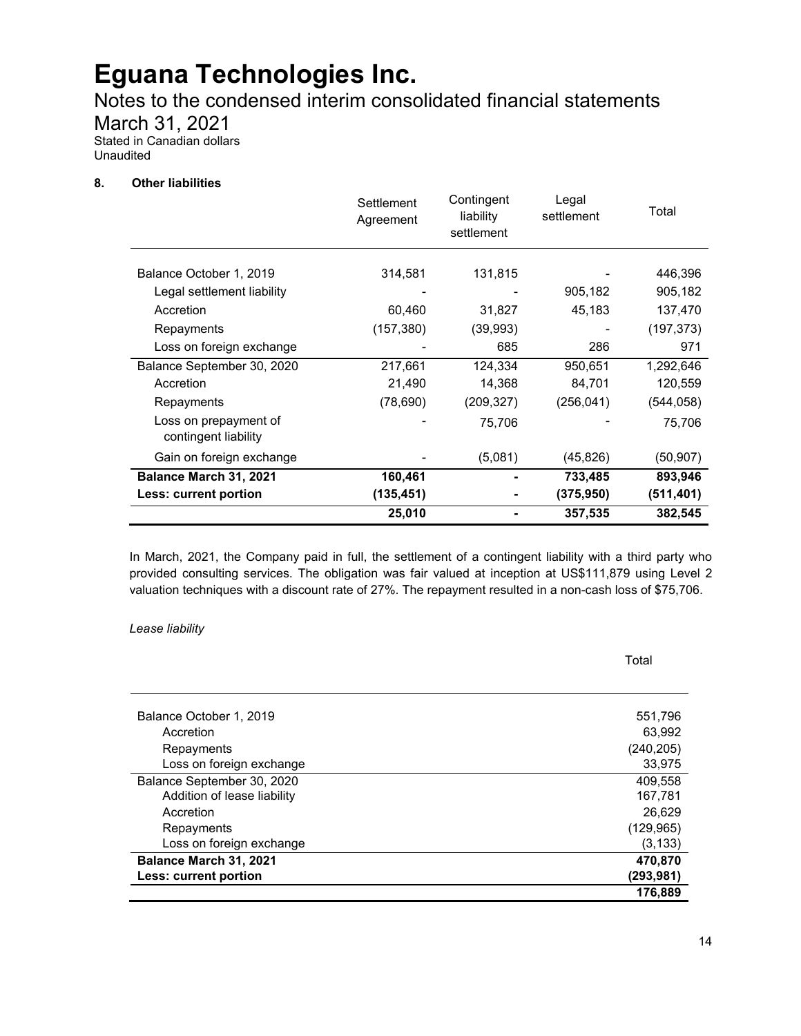# Eguana Technologies Inc.

Notes to the condensed interim consolidated financial statements
March 31, 2021
Stated in Canadian dollars
Unaudited

## 8. Other liabilities

| | Settlement Agreement | Contingent liability settlement | Legal settlement | Total |
|---|---|---|---|---|
| Balance October 1, 2019 | 314,581 | 131,815 | - | 446,396 |
| Legal settlement liability | - | - | 905,182 | 905,182 |
| Accretion | 60,460 | 31,827 | 45,183 | 137,470 |
| Repayments | (157,380) | (39,993) | - | (197,373) |
| Loss on foreign exchange | - | 685 | 286 | 971 |
| Balance September 30, 2020 | 217,661 | 124,334 | 950,651 | 1,292,646 |
| Accretion | 21,490 | 14,368 | 84,701 | 120,559 |
| Repayments | (78,690) | (209,327) | (256,041) | (544,058) |
| Loss on prepayment of contingent liability | - | 75,706 | - | 75,706 |
| Gain on foreign exchange | - | (5,081) | (45,826) | (50,907) |
| **Balance March 31, 2021** | **160,461** | **-** | **733,485** | **893,946** |
| **Less: current portion** | **(135,451)** | **-** | **(375,950)** | **(511,401)** |
| | **25,010** | **-** | **357,535** | **382,545** |

In March, 2021, the Company paid in full, the settlement of a contingent liability with a third party who provided consulting services. The obligation was fair valued at inception at US$111,879 using Level 2 valuation techniques with a discount rate of 27%. The repayment resulted in a non-cash loss of $75,706.

*Lease liability*

| | Total |
|---|---|
| Balance October 1, 2019 | 551,796 |
| Accretion | 63,992 |
| Repayments | (240,205) |
| Loss on foreign exchange | 33,975 |
| Balance September 30, 2020 | 409,558 |
| Addition of lease liability | 167,781 |
| Accretion | 26,629 |
| Repayments | (129,965) |
| Loss on foreign exchange | (3,133) |
| **Balance March 31, 2021** | **470,870** |
| **Less: current portion** | **(293,981)** |
| | **176,889** |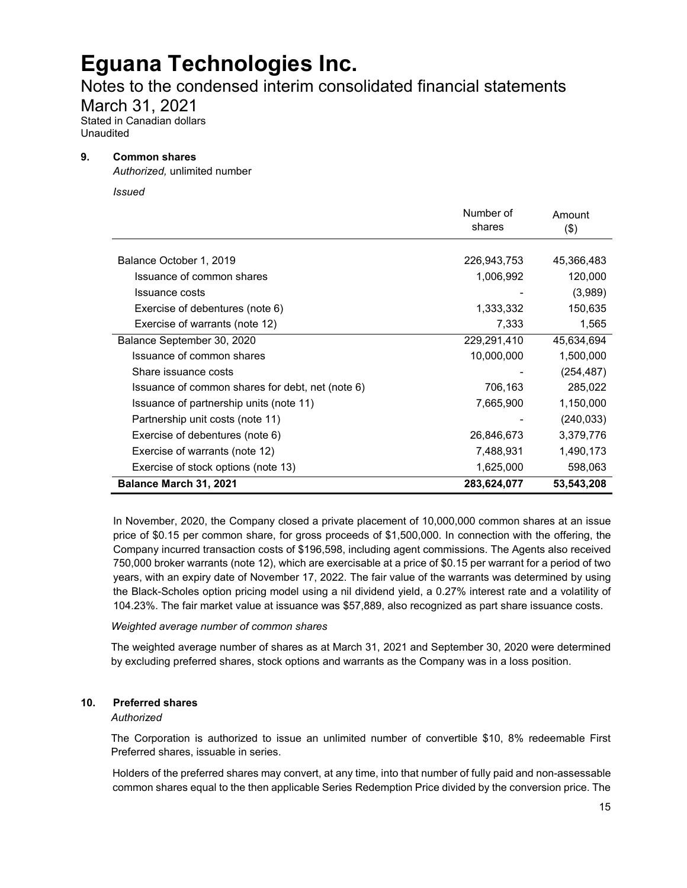# Eguana Technologies Inc.

Notes to the condensed interim consolidated financial statements

March 31, 2021

Stated in Canadian dollars

Unaudited

## 9. Common shares

*Authorized,* unlimited number

*Issued*

| | Number of shares | Amount ($) |
|---|---|---|
| Balance October 1, 2019 | 226,943,753 | 45,366,483 |
| Issuance of common shares | 1,006,992 | 120,000 |
| Issuance costs | - | (3,989) |
| Exercise of debentures (note 6) | 1,333,332 | 150,635 |
| Exercise of warrants (note 12) | 7,333 | 1,565 |
| Balance September 30, 2020 | 229,291,410 | 45,634,694 |
| Issuance of common shares | 10,000,000 | 1,500,000 |
| Share issuance costs | - | (254,487) |
| Issuance of common shares for debt, net (note 6) | 706,163 | 285,022 |
| Issuance of partnership units (note 11) | 7,665,900 | 1,150,000 |
| Partnership unit costs (note 11) | - | (240,033) |
| Exercise of debentures (note 6) | 26,846,673 | 3,379,776 |
| Exercise of warrants (note 12) | 7,488,931 | 1,490,173 |
| Exercise of stock options (note 13) | 1,625,000 | 598,063 |
| **Balance March 31, 2021** | **283,624,077** | **53,543,208** |

In November, 2020, the Company closed a private placement of 10,000,000 common shares at an issue price of $0.15 per common share, for gross proceeds of $1,500,000. In connection with the offering, the Company incurred transaction costs of $196,598, including agent commissions. The Agents also received 750,000 broker warrants (note 12), which are exercisable at a price of $0.15 per warrant for a period of two years, with an expiry date of November 17, 2022. The fair value of the warrants was determined by using the Black-Scholes option pricing model using a nil dividend yield, a 0.27% interest rate and a volatility of 104.23%. The fair market value at issuance was $57,889, also recognized as part share issuance costs.

*Weighted average number of common shares*

The weighted average number of shares as at March 31, 2021 and September 30, 2020 were determined by excluding preferred shares, stock options and warrants as the Company was in a loss position.

## 10. Preferred shares

*Authorized*

The Corporation is authorized to issue an unlimited number of convertible $10, 8% redeemable First Preferred shares, issuable in series.

Holders of the preferred shares may convert, at any time, into that number of fully paid and non-assessable common shares equal to the then applicable Series Redemption Price divided by the conversion price. The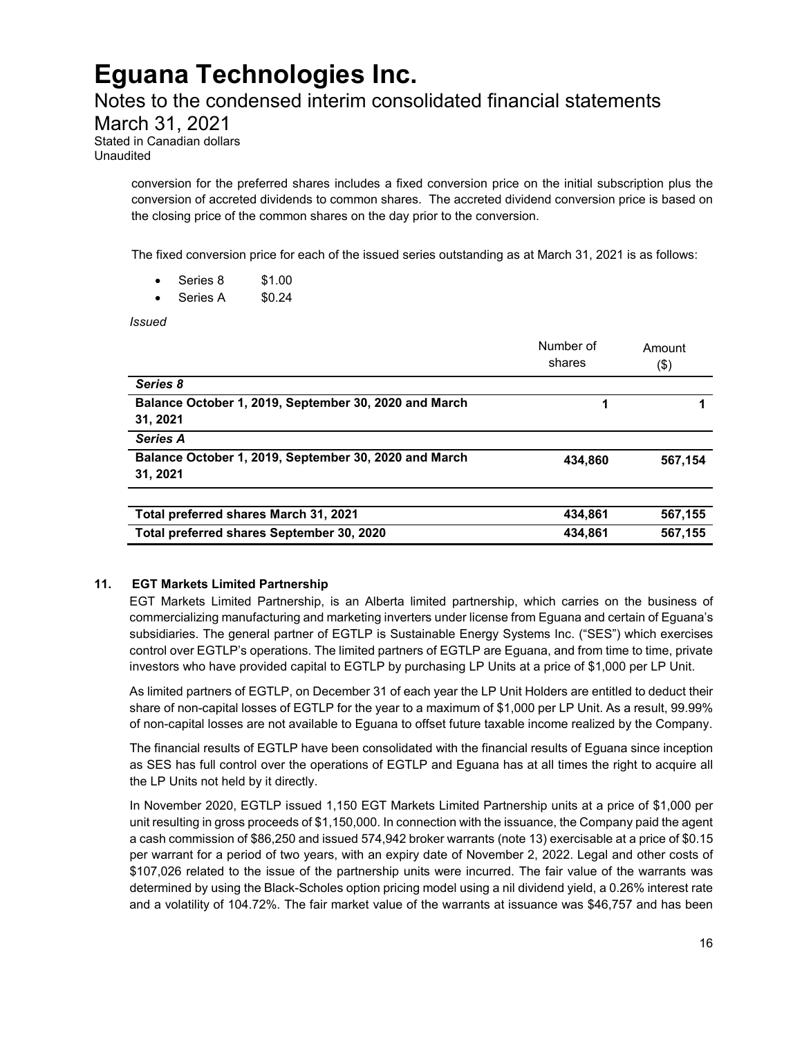conversion for the preferred shares includes a fixed conversion price on the initial subscription plus the conversion of accreted dividends to common shares. The accreted dividend conversion price is based on the closing price of the common shares on the day prior to the conversion.

The fixed conversion price for each of the issued series outstanding as at March 31, 2021 is as follows:

- Series 8 $1.00
- Series A $0.24

*Issued*

| | Number of shares | Amount ($) |
|---|---|---|
| ***Series 8*** | | |
| **Balance October 1, 2019, September 30, 2020 and March 31, 2021** | **1** | **1** |
| ***Series A*** | | |
| **Balance October 1, 2019, September 30, 2020 and March 31, 2021** | **434,860** | **567,154** |
| **Total preferred shares March 31, 2021** | **434,861** | **567,155** |
| **Total preferred shares September 30, 2020** | **434,861** | **567,155** |

## 11. EGT Markets Limited Partnership

EGT Markets Limited Partnership, is an Alberta limited partnership, which carries on the business of commercializing manufacturing and marketing inverters under license from Eguana and certain of Eguana's subsidiaries. The general partner of EGTLP is Sustainable Energy Systems Inc. ("SES") which exercises control over EGTLP's operations. The limited partners of EGTLP are Eguana, and from time to time, private investors who have provided capital to EGTLP by purchasing LP Units at a price of $1,000 per LP Unit.

As limited partners of EGTLP, on December 31 of each year the LP Unit Holders are entitled to deduct their share of non-capital losses of EGTLP for the year to a maximum of $1,000 per LP Unit. As a result, 99.99% of non-capital losses are not available to Eguana to offset future taxable income realized by the Company.

The financial results of EGTLP have been consolidated with the financial results of Eguana since inception as SES has full control over the operations of EGTLP and Eguana has at all times the right to acquire all the LP Units not held by it directly.

In November 2020, EGTLP issued 1,150 EGT Markets Limited Partnership units at a price of $1,000 per unit resulting in gross proceeds of $1,150,000. In connection with the issuance, the Company paid the agent a cash commission of $86,250 and issued 574,942 broker warrants (note 13) exercisable at a price of $0.15 per warrant for a period of two years, with an expiry date of November 2, 2022. Legal and other costs of $107,026 related to the issue of the partnership units were incurred. The fair value of the warrants was determined by using the Black-Scholes option pricing model using a nil dividend yield, a 0.26% interest rate and a volatility of 104.72%. The fair market value of the warrants at issuance was $46,757 and has been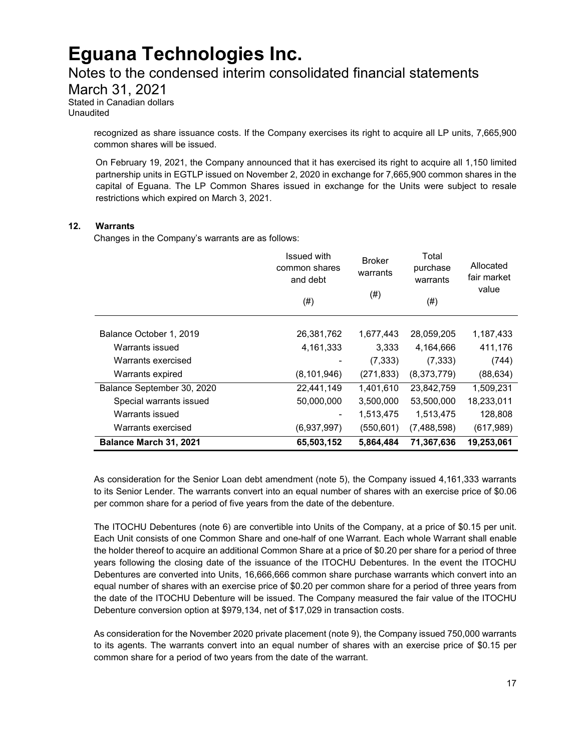recognized as share issuance costs. If the Company exercises its right to acquire all LP units, 7,665,900 common shares will be issued.

On February 19, 2021, the Company announced that it has exercised its right to acquire all 1,150 limited partnership units in EGTLP issued on November 2, 2020 in exchange for 7,665,900 common shares in the capital of Eguana. The LP Common Shares issued in exchange for the Units were subject to resale restrictions which expired on March 3, 2021.

## 12. Warrants

Changes in the Company's warrants are as follows:

| | Issued with common shares and debt (#) | Broker warrants (#) | Total purchase warrants (#) | Allocated fair market value |
|---|---|---|---|---|
| Balance October 1, 2019 | 26,381,762 | 1,677,443 | 28,059,205 | 1,187,433 |
| Warrants issued | 4,161,333 | 3,333 | 4,164,666 | 411,176 |
| Warrants exercised | - | (7,333) | (7,333) | (744) |
| Warrants expired | (8,101,946) | (271,833) | (8,373,779) | (88,634) |
| Balance September 30, 2020 | 22,441,149 | 1,401,610 | 23,842,759 | 1,509,231 |
| Special warrants issued | 50,000,000 | 3,500,000 | 53,500,000 | 18,233,011 |
| Warrants issued | - | 1,513,475 | 1,513,475 | 128,808 |
| Warrants exercised | (6,937,997) | (550,601) | (7,488,598) | (617,989) |
| **Balance March 31, 2021** | **65,503,152** | **5,864,484** | **71,367,636** | **19,253,061** |

As consideration for the Senior Loan debt amendment (note 5), the Company issued 4,161,333 warrants to its Senior Lender. The warrants convert into an equal number of shares with an exercise price of $0.06 per common share for a period of five years from the date of the debenture.

The ITOCHU Debentures (note 6) are convertible into Units of the Company, at a price of $0.15 per unit. Each Unit consists of one Common Share and one-half of one Warrant. Each whole Warrant shall enable the holder thereof to acquire an additional Common Share at a price of $0.20 per share for a period of three years following the closing date of the issuance of the ITOCHU Debentures. In the event the ITOCHU Debentures are converted into Units, 16,666,666 common share purchase warrants which convert into an equal number of shares with an exercise price of $0.20 per common share for a period of three years from the date of the ITOCHU Debenture will be issued. The Company measured the fair value of the ITOCHU Debenture conversion option at $979,134, net of $17,029 in transaction costs.

As consideration for the November 2020 private placement (note 9), the Company issued 750,000 warrants to its agents. The warrants convert into an equal number of shares with an exercise price of $0.15 per common share for a period of two years from the date of the warrant.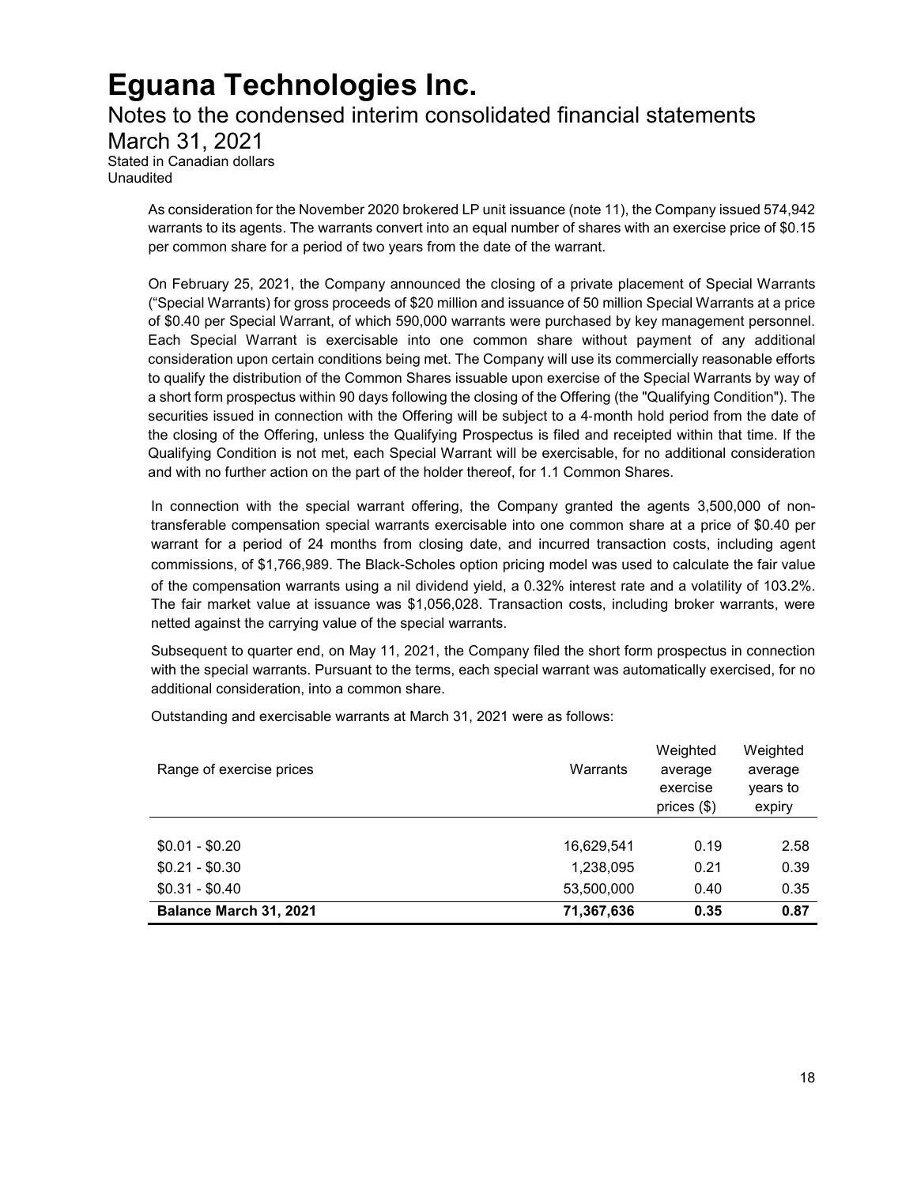As consideration for the November 2020 brokered LP unit issuance (note 11), the Company issued 574,942 warrants to its agents. The warrants convert into an equal number of shares with an exercise price of $0.15 per common share for a period of two years from the date of the warrant.

On February 25, 2021, the Company announced the closing of a private placement of Special Warrants ("Special Warrants) for gross proceeds of $20 million and issuance of 50 million Special Warrants at a price of $0.40 per Special Warrant, of which 590,000 warrants were purchased by key management personnel. Each Special Warrant is exercisable into one common share without payment of any additional consideration upon certain conditions being met. The Company will use its commercially reasonable efforts to qualify the distribution of the Common Shares issuable upon exercise of the Special Warrants by way of a short form prospectus within 90 days following the closing of the Offering (the "Qualifying Condition"). The securities issued in connection with the Offering will be subject to a 4-month hold period from the date of the closing of the Offering, unless the Qualifying Prospectus is filed and receipted within that time. If the Qualifying Condition is not met, each Special Warrant will be exercisable, for no additional consideration and with no further action on the part of the holder thereof, for 1.1 Common Shares.

In connection with the special warrant offering, the Company granted the agents 3,500,000 of non-transferable compensation special warrants exercisable into one common share at a price of $0.40 per warrant for a period of 24 months from closing date, and incurred transaction costs, including agent commissions, of $1,766,989. The Black-Scholes option pricing model was used to calculate the fair value of the compensation warrants using a nil dividend yield, a 0.32% interest rate and a volatility of 103.2%. The fair market value at issuance was $1,056,028. Transaction costs, including broker warrants, were netted against the carrying value of the special warrants.

Subsequent to quarter end, on May 11, 2021, the Company filed the short form prospectus in connection with the special warrants. Pursuant to the terms, each special warrant was automatically exercised, for no additional consideration, into a common share.

Outstanding and exercisable warrants at March 31, 2021 were as follows:

| Range of exercise prices | Warrants | Weighted average exercise prices ($) | Weighted average years to expiry |
|---|---|---|---|
| $0.01 - $0.20 | 16,629,541 | 0.19 | 2.58 |
| $0.21 - $0.30 | 1,238,095 | 0.21 | 0.39 |
| $0.31 - $0.40 | 53,500,000 | 0.40 | 0.35 |
| **Balance March 31, 2021** | **71,367,636** | **0.35** | **0.87** |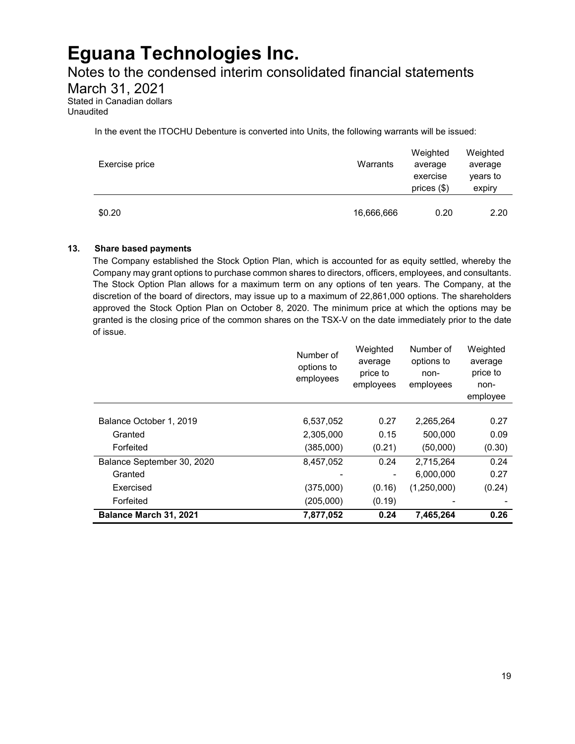In the event the ITOCHU Debenture is converted into Units, the following warrants will be issued:

| Exercise price | Warrants | Weighted average exercise prices ($) | Weighted average years to expiry |
|---|---|---|---|
| $0.20 | 16,666,666 | 0.20 | 2.20 |

**13. Share based payments**

The Company established the Stock Option Plan, which is accounted for as equity settled, whereby the Company may grant options to purchase common shares to directors, officers, employees, and consultants. The Stock Option Plan allows for a maximum term on any options of ten years. The Company, at the discretion of the board of directors, may issue up to a maximum of 22,861,000 options. The shareholders approved the Stock Option Plan on October 8, 2020. The minimum price at which the options may be granted is the closing price of the common shares on the TSX-V on the date immediately prior to the date of issue.

| | Number of options to employees | Weighted average price to employees | Number of options to non-employees | Weighted average price to non-employee |
|---|---|---|---|---|
| Balance October 1, 2019 | 6,537,052 | 0.27 | 2,265,264 | 0.27 |
| Granted | 2,305,000 | 0.15 | 500,000 | 0.09 |
| Forfeited | (385,000) | (0.21) | (50,000) | (0.30) |
| Balance September 30, 2020 | 8,457,052 | 0.24 | 2,715,264 | 0.24 |
| Granted | - | - | 6,000,000 | 0.27 |
| Exercised | (375,000) | (0.16) | (1,250,000) | (0.24) |
| Forfeited | (205,000) | (0.19) | - | - |
| **Balance March 31, 2021** | **7,877,052** | **0.24** | **7,465,264** | **0.26** |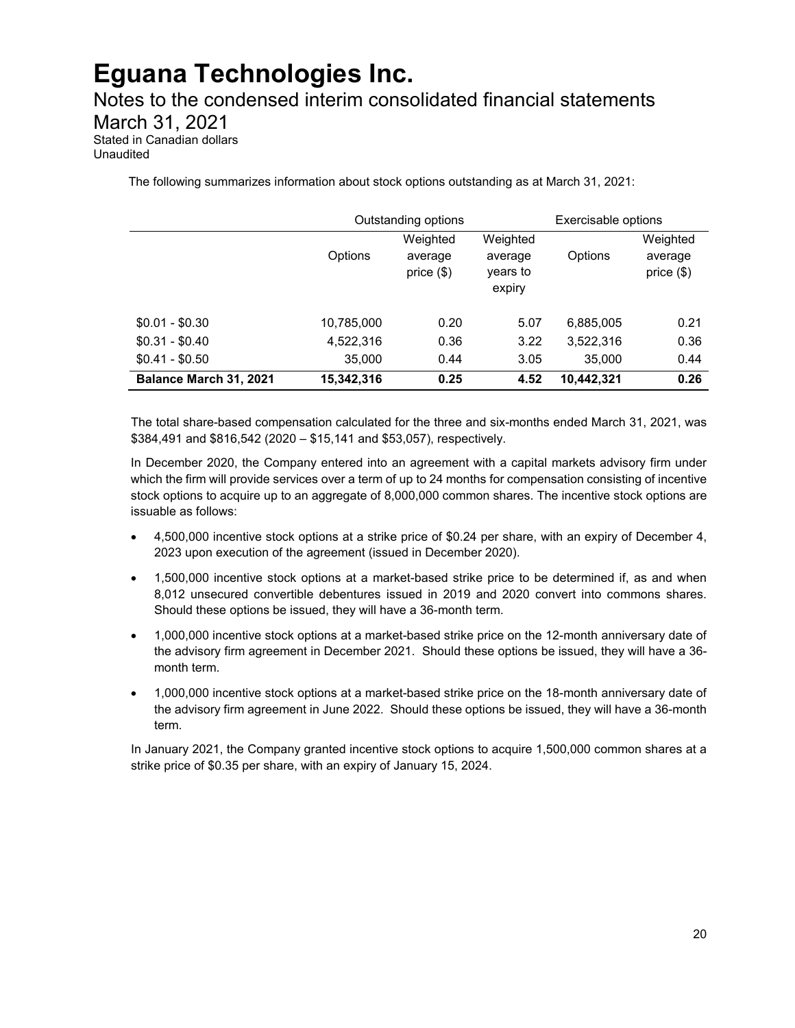The following summarizes information about stock options outstanding as at March 31, 2021:

| | Outstanding options | | | Exercisable options | |
|---|---|---|---|---|---|
| | Options | Weighted average price ($) | Weighted average years to expiry | Options | Weighted average price ($) |
| $0.01 - $0.30 | 10,785,000 | 0.20 | 5.07 | 6,885,005 | 0.21 |
| $0.31 - $0.40 | 4,522,316 | 0.36 | 3.22 | 3,522,316 | 0.36 |
| $0.41 - $0.50 | 35,000 | 0.44 | 3.05 | 35,000 | 0.44 |
| **Balance March 31, 2021** | **15,342,316** | **0.25** | **4.52** | **10,442,321** | **0.26** |

The total share-based compensation calculated for the three and six-months ended March 31, 2021, was $384,491 and $816,542 (2020 – $15,141 and $53,057), respectively.

In December 2020, the Company entered into an agreement with a capital markets advisory firm under which the firm will provide services over a term of up to 24 months for compensation consisting of incentive stock options to acquire up to an aggregate of 8,000,000 common shares. The incentive stock options are issuable as follows:

- 4,500,000 incentive stock options at a strike price of $0.24 per share, with an expiry of December 4, 2023 upon execution of the agreement (issued in December 2020).
- 1,500,000 incentive stock options at a market-based strike price to be determined if, as and when 8,012 unsecured convertible debentures issued in 2019 and 2020 convert into commons shares. Should these options be issued, they will have a 36-month term.
- 1,000,000 incentive stock options at a market-based strike price on the 12-month anniversary date of the advisory firm agreement in December 2021. Should these options be issued, they will have a 36-month term.
- 1,000,000 incentive stock options at a market-based strike price on the 18-month anniversary date of the advisory firm agreement in June 2022. Should these options be issued, they will have a 36-month term.

In January 2021, the Company granted incentive stock options to acquire 1,500,000 common shares at a strike price of $0.35 per share, with an expiry of January 15, 2024.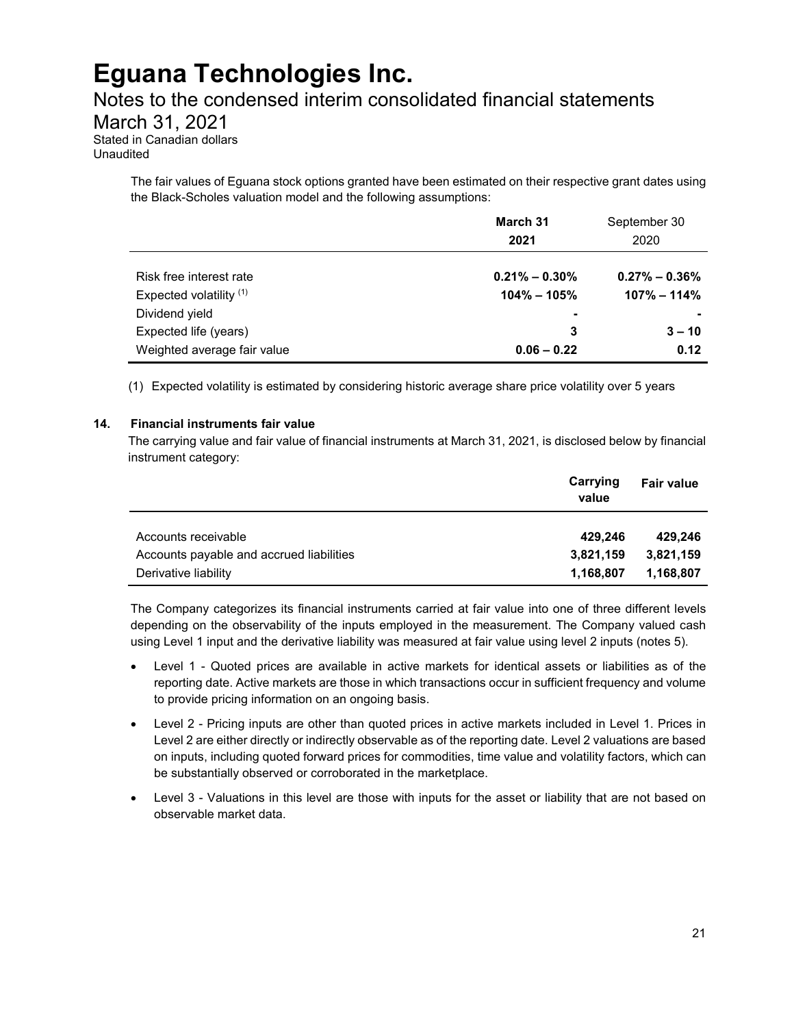The fair values of Eguana stock options granted have been estimated on their respective grant dates using the Black-Scholes valuation model and the following assumptions:

| | **March 31 2021** | September 30 2020 |
|---|---|---|
| Risk free interest rate | **0.21% – 0.30%** | **0.27% – 0.36%** |
| Expected volatility [(1)] | **104% – 105%** | **107% – 114%** |
| Dividend yield | **-** | **-** |
| Expected life (years) | **3** | **3 – 10** |
| Weighted average fair value | **0.06 – 0.22** | **0.12** |

(1) Expected volatility is estimated by considering historic average share price volatility over 5 years

### 14. Financial instruments fair value

The carrying value and fair value of financial instruments at March 31, 2021, is disclosed below by financial instrument category:

| | **Carrying value** | **Fair value** |
|---|---|---|
| Accounts receivable | **429,246** | **429,246** |
| Accounts payable and accrued liabilities | **3,821,159** | **3,821,159** |
| Derivative liability | **1,168,807** | **1,168,807** |

The Company categorizes its financial instruments carried at fair value into one of three different levels depending on the observability of the inputs employed in the measurement. The Company valued cash using Level 1 input and the derivative liability was measured at fair value using level 2 inputs (notes 5).

- Level 1 - Quoted prices are available in active markets for identical assets or liabilities as of the reporting date. Active markets are those in which transactions occur in sufficient frequency and volume to provide pricing information on an ongoing basis.
- Level 2 - Pricing inputs are other than quoted prices in active markets included in Level 1. Prices in Level 2 are either directly or indirectly observable as of the reporting date. Level 2 valuations are based on inputs, including quoted forward prices for commodities, time value and volatility factors, which can be substantially observed or corroborated in the marketplace.
- Level 3 - Valuations in this level are those with inputs for the asset or liability that are not based on observable market data.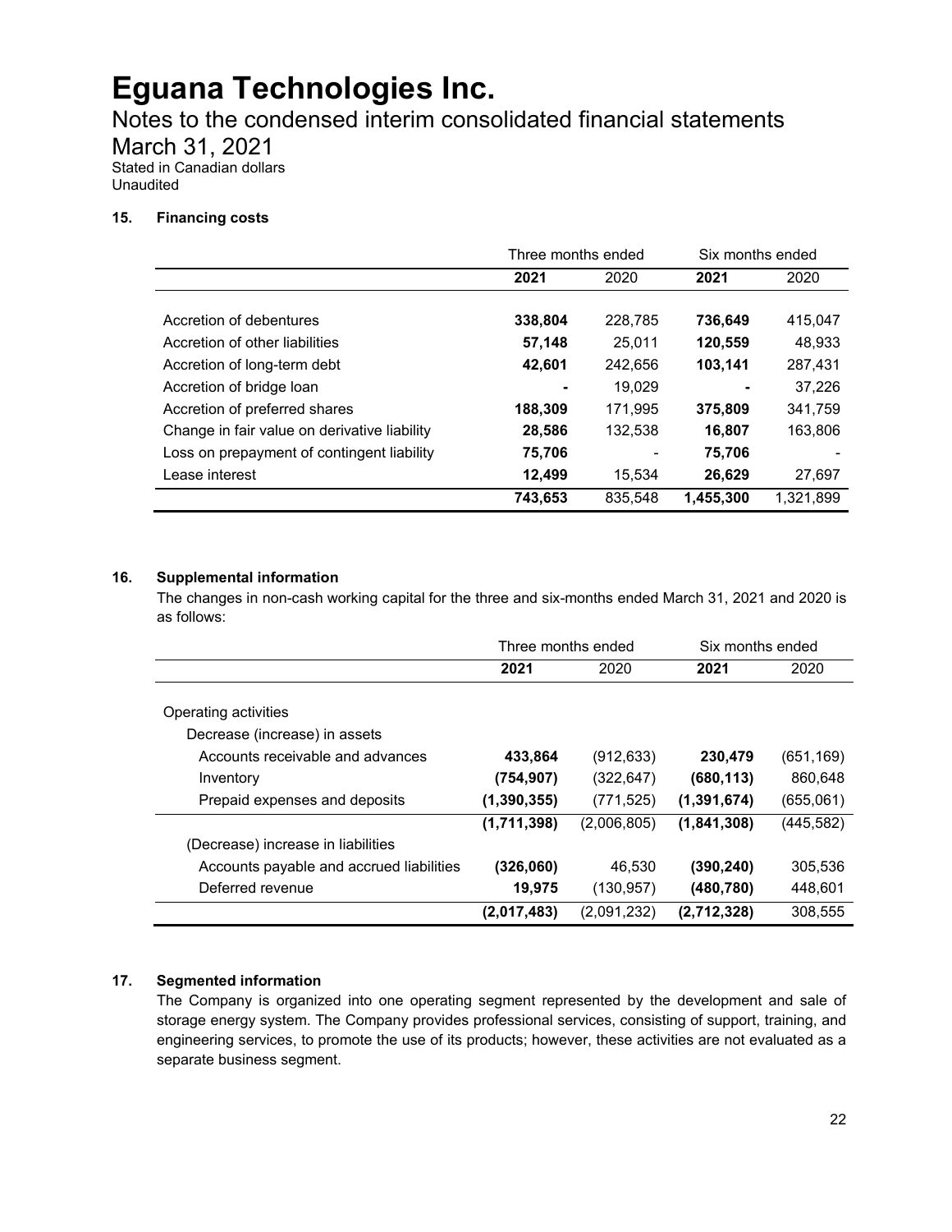# Eguana Technologies Inc.

## Notes to the condensed interim consolidated financial statements

## March 31, 2021

Stated in Canadian dollars
Unaudited

### 15. Financing costs

| | Three months ended | | Six months ended | |
|---|---|---|---|---|
| | **2021** | 2020 | **2021** | 2020 |
| Accretion of debentures | **338,804** | 228,785 | **736,649** | 415,047 |
| Accretion of other liabilities | **57,148** | 25,011 | **120,559** | 48,933 |
| Accretion of long-term debt | **42,601** | 242,656 | **103,141** | 287,431 |
| Accretion of bridge loan | **-** | 19,029 | **-** | 37,226 |
| Accretion of preferred shares | **188,309** | 171,995 | **375,809** | 341,759 |
| Change in fair value on derivative liability | **28,586** | 132,538 | **16,807** | 163,806 |
| Loss on prepayment of contingent liability | **75,706** | - | **75,706** | - |
| Lease interest | **12,499** | 15,534 | **26,629** | 27,697 |
| | **743,653** | 835,548 | **1,455,300** | 1,321,899 |

### 16. Supplemental information

The changes in non-cash working capital for the three and six-months ended March 31, 2021 and 2020 is as follows:

| | Three months ended | | Six months ended | |
|---|---|---|---|---|
| | **2021** | 2020 | **2021** | 2020 |
| Operating activities | | | | |
| Decrease (increase) in assets | | | | |
| Accounts receivable and advances | **433,864** | (912,633) | **230,479** | (651,169) |
| Inventory | **(754,907)** | (322,647) | **(680,113)** | 860,648 |
| Prepaid expenses and deposits | **(1,390,355)** | (771,525) | **(1,391,674)** | (655,061) |
| | **(1,711,398)** | (2,006,805) | **(1,841,308)** | (445,582) |
| (Decrease) increase in liabilities | | | | |
| Accounts payable and accrued liabilities | **(326,060)** | 46,530 | **(390,240)** | 305,536 |
| Deferred revenue | **19,975** | (130,957) | **(480,780)** | 448,601 |
| | **(2,017,483)** | (2,091,232) | **(2,712,328)** | 308,555 |

### 17. Segmented information

The Company is organized into one operating segment represented by the development and sale of storage energy system. The Company provides professional services, consisting of support, training, and engineering services, to promote the use of its products; however, these activities are not evaluated as a separate business segment.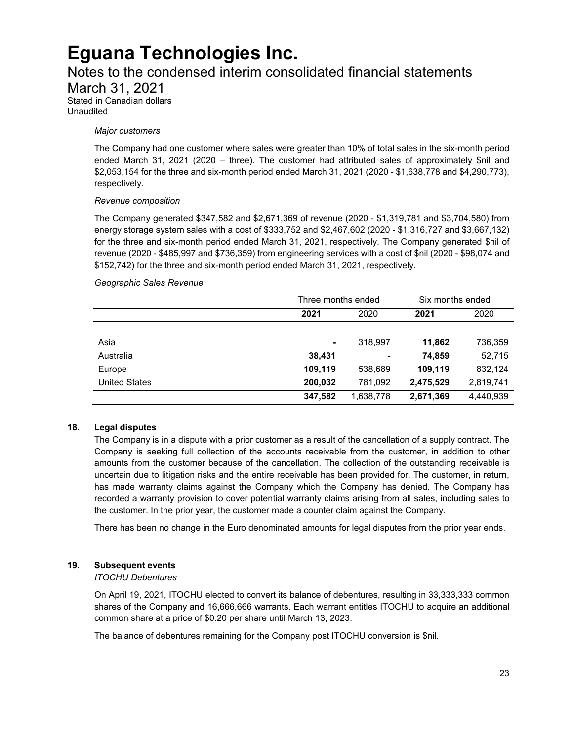*Major customers*

The Company had one customer where sales were greater than 10% of total sales in the six-month period ended March 31, 2021 (2020 – three). The customer had attributed sales of approximately $nil and $2,053,154 for the three and six-month period ended March 31, 2021 (2020 - $1,638,778 and $4,290,773), respectively.

*Revenue composition*

The Company generated $347,582 and $2,671,369 of revenue (2020 - $1,319,781 and $3,704,580) from energy storage system sales with a cost of $333,752 and $2,467,602 (2020 - $1,316,727 and $3,667,132) for the three and six-month period ended March 31, 2021, respectively. The Company generated $nil of revenue (2020 - $485,997 and $736,359) from engineering services with a cost of $nil (2020 - $98,074 and $152,742) for the three and six-month period ended March 31, 2021, respectively.

*Geographic Sales Revenue*

| | Three months ended | | Six months ended | |
|---|---|---|---|---|
| | **2021** | 2020 | **2021** | 2020 |
| Asia | **-** | 318,997 | **11,862** | 736,359 |
| Australia | **38,431** | - | **74,859** | 52,715 |
| Europe | **109,119** | 538,689 | **109,119** | 832,124 |
| United States | **200,032** | 781,092 | **2,475,529** | 2,819,741 |
| | **347,582** | 1,638,778 | **2,671,369** | 4,440,939 |

## 18. Legal disputes

The Company is in a dispute with a prior customer as a result of the cancellation of a supply contract. The Company is seeking full collection of the accounts receivable from the customer, in addition to other amounts from the customer because of the cancellation. The collection of the outstanding receivable is uncertain due to litigation risks and the entire receivable has been provided for. The customer, in return, has made warranty claims against the Company which the Company has denied. The Company has recorded a warranty provision to cover potential warranty claims arising from all sales, including sales to the customer. In the prior year, the customer made a counter claim against the Company.

There has been no change in the Euro denominated amounts for legal disputes from the prior year ends.

## 19. Subsequent events

*ITOCHU Debentures*

On April 19, 2021, ITOCHU elected to convert its balance of debentures, resulting in 33,333,333 common shares of the Company and 16,666,666 warrants. Each warrant entitles ITOCHU to acquire an additional common share at a price of $0.20 per share until March 13, 2023.

The balance of debentures remaining for the Company post ITOCHU conversion is $nil.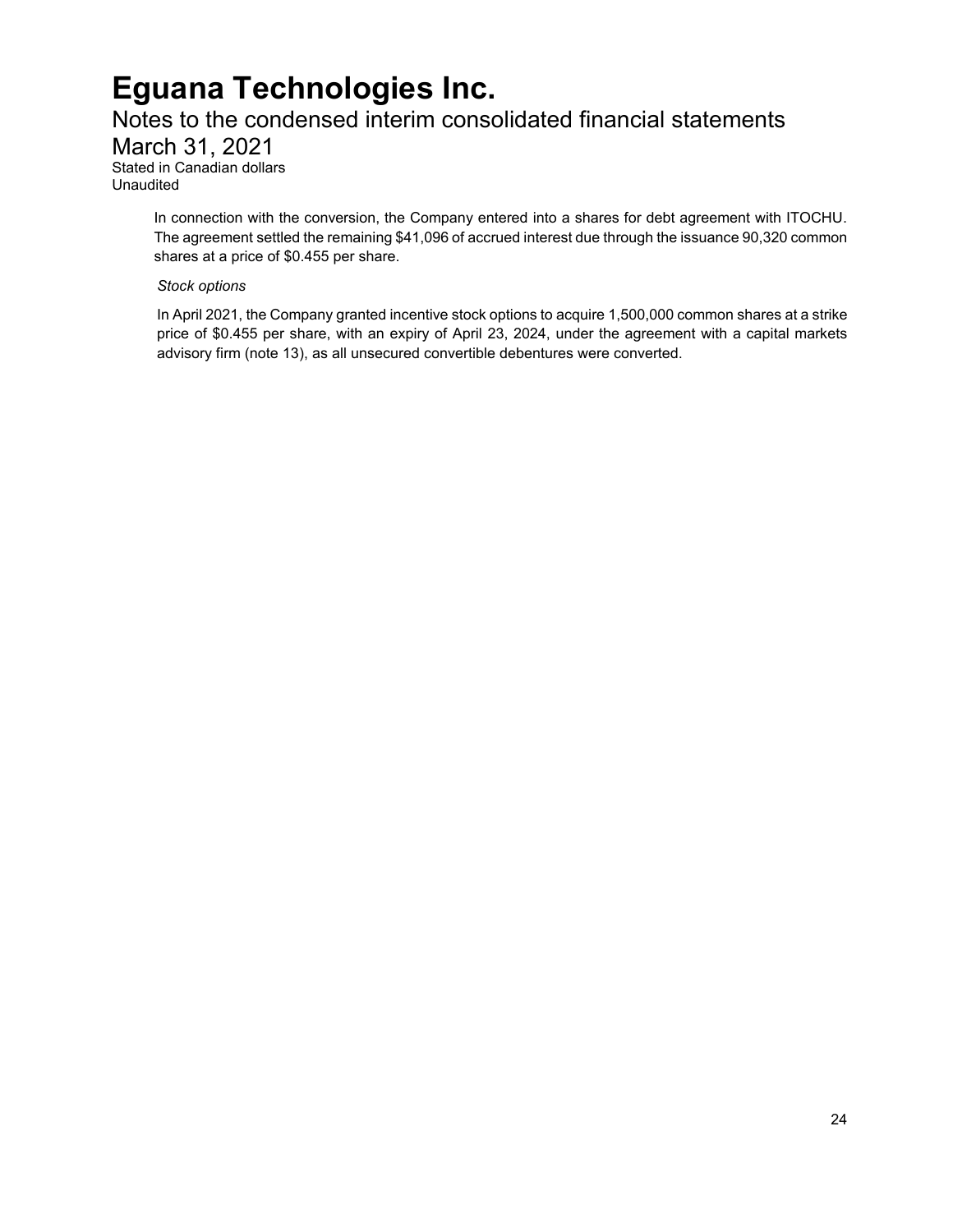In connection with the conversion, the Company entered into a shares for debt agreement with ITOCHU. The agreement settled the remaining $41,096 of accrued interest due through the issuance 90,320 common shares at a price of $0.455 per share.

*Stock options*

In April 2021, the Company granted incentive stock options to acquire 1,500,000 common shares at a strike price of $0.455 per share, with an expiry of April 23, 2024, under the agreement with a capital markets advisory firm (note 13), as all unsecured convertible debentures were converted.